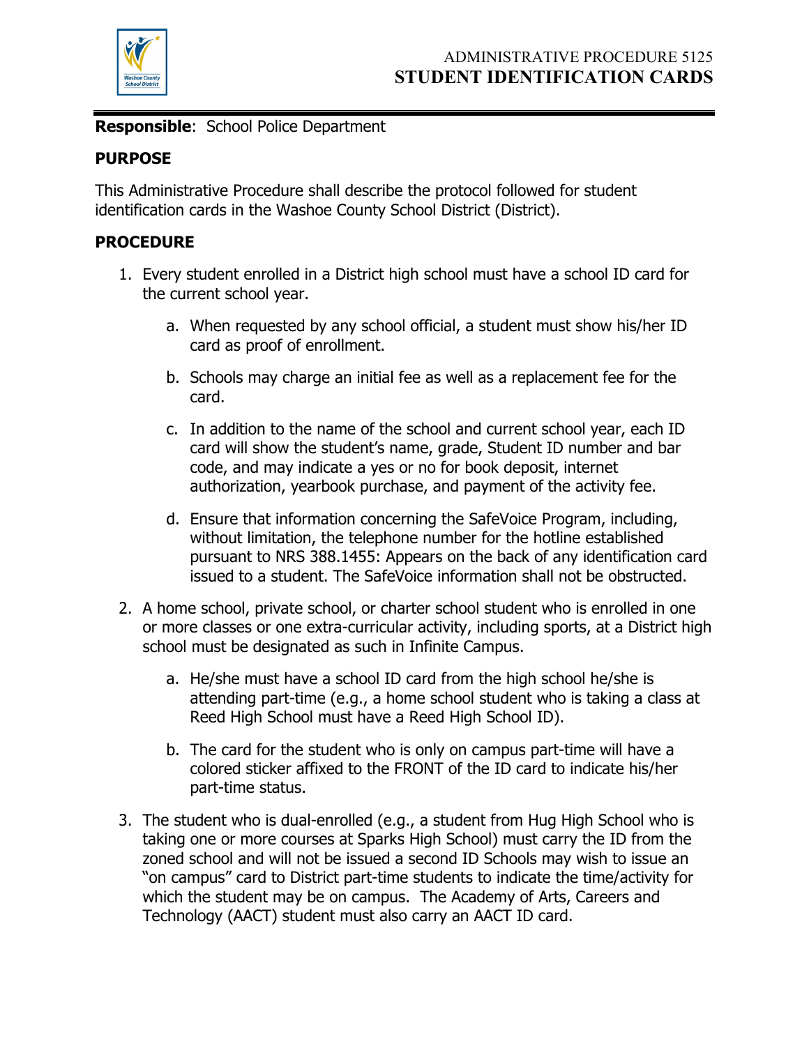# ADMINISTRATIVE PROCEDURE 5125
# STUDENT IDENTIFICATION CARDS

**Responsible**: School Police Department

## PURPOSE

This Administrative Procedure shall describe the protocol followed for student identification cards in the Washoe County School District (District).

## PROCEDURE

1. Every student enrolled in a District high school must have a school ID card for the current school year.
   a. When requested by any school official, a student must show his/her ID card as proof of enrollment.
   b. Schools may charge an initial fee as well as a replacement fee for the card.
   c. In addition to the name of the school and current school year, each ID card will show the student's name, grade, Student ID number and bar code, and may indicate a yes or no for book deposit, internet authorization, yearbook purchase, and payment of the activity fee.
   d. Ensure that information concerning the SafeVoice Program, including, without limitation, the telephone number for the hotline established pursuant to NRS 388.1455: Appears on the back of any identification card issued to a student. The SafeVoice information shall not be obstructed.
2. A home school, private school, or charter school student who is enrolled in one or more classes or one extra-curricular activity, including sports, at a District high school must be designated as such in Infinite Campus.
   a. He/she must have a school ID card from the high school he/she is attending part-time (e.g., a home school student who is taking a class at Reed High School must have a Reed High School ID).
   b. The card for the student who is only on campus part-time will have a colored sticker affixed to the FRONT of the ID card to indicate his/her part-time status.
3. The student who is dual-enrolled (e.g., a student from Hug High School who is taking one or more courses at Sparks High School) must carry the ID from the zoned school and will not be issued a second ID Schools may wish to issue an "on campus" card to District part-time students to indicate the time/activity for which the student may be on campus. The Academy of Arts, Careers and Technology (AACT) student must also carry an AACT ID card.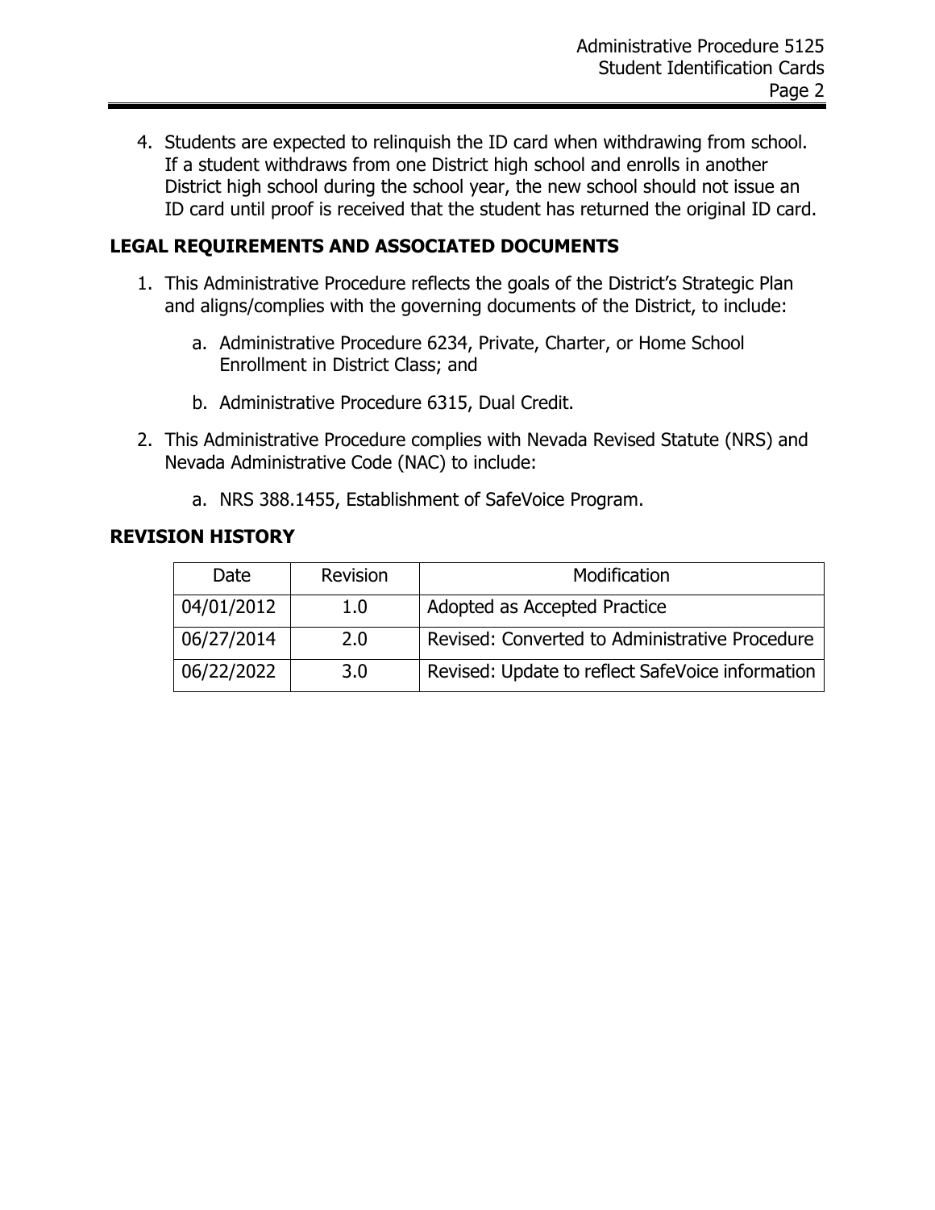4. Students are expected to relinquish the ID card when withdrawing from school. If a student withdraws from one District high school and enrolls in another District high school during the school year, the new school should not issue an ID card until proof is received that the student has returned the original ID card.

## LEGAL REQUIREMENTS AND ASSOCIATED DOCUMENTS

1. This Administrative Procedure reflects the goals of the District's Strategic Plan and aligns/complies with the governing documents of the District, to include:

   a. Administrative Procedure 6234, Private, Charter, or Home School Enrollment in District Class; and

   b. Administrative Procedure 6315, Dual Credit.

2. This Administrative Procedure complies with Nevada Revised Statute (NRS) and Nevada Administrative Code (NAC) to include:

   a. NRS 388.1455, Establishment of SafeVoice Program.

## REVISION HISTORY

| Date | Revision | Modification |
|---|---|---|
| 04/01/2012 | 1.0 | Adopted as Accepted Practice |
| 06/27/2014 | 2.0 | Revised: Converted to Administrative Procedure |
| 06/22/2022 | 3.0 | Revised: Update to reflect SafeVoice information |